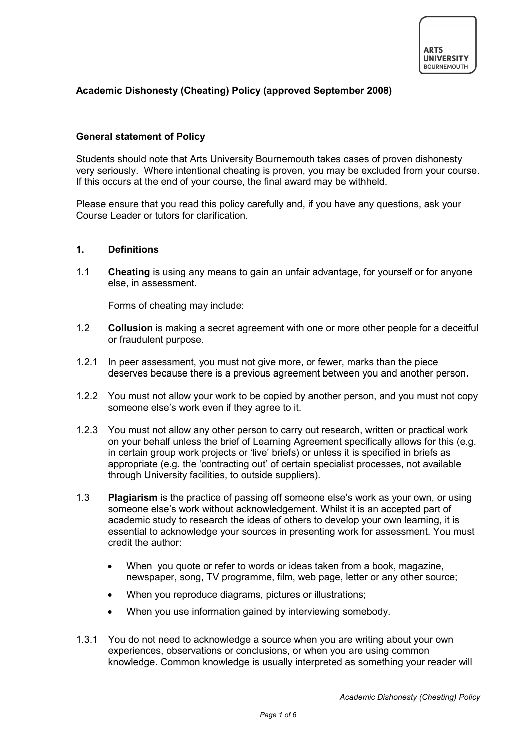ARTS UNIVERSITY BOURNEMOUTH

## Academic Dishonesty (Cheating) Policy (approved September 2008)

### General statement of Policy

Students should note that Arts University Bournemouth takes cases of proven dishonesty very seriously. Where intentional cheating is proven, you may be excluded from your course. If this occurs at the end of your course, the final award may be withheld.

Please ensure that you read this policy carefully and, if you have any questions, ask your Course Leader or tutors for clarification.

### 1. Definitions

1.1 **Cheating** is using any means to gain an unfair advantage, for yourself or for anyone else, in assessment.

Forms of cheating may include:

1.2 **Collusion** is making a secret agreement with one or more other people for a deceitful or fraudulent purpose.

1.2.1 In peer assessment, you must not give more, or fewer, marks than the piece deserves because there is a previous agreement between you and another person.

1.2.2 You must not allow your work to be copied by another person, and you must not copy someone else's work even if they agree to it.

1.2.3 You must not allow any other person to carry out research, written or practical work on your behalf unless the brief of Learning Agreement specifically allows for this (e.g. in certain group work projects or 'live' briefs) or unless it is specified in briefs as appropriate (e.g. the 'contracting out' of certain specialist processes, not available through University facilities, to outside suppliers).

1.3 **Plagiarism** is the practice of passing off someone else's work as your own, or using someone else's work without acknowledgement. Whilst it is an accepted part of academic study to research the ideas of others to develop your own learning, it is essential to acknowledge your sources in presenting work for assessment. You must credit the author:

- When you quote or refer to words or ideas taken from a book, magazine, newspaper, song, TV programme, film, web page, letter or any other source;
- When you reproduce diagrams, pictures or illustrations;
- When you use information gained by interviewing somebody.

1.3.1 You do not need to acknowledge a source when you are writing about your own experiences, observations or conclusions, or when you are using common knowledge. Common knowledge is usually interpreted as something your reader will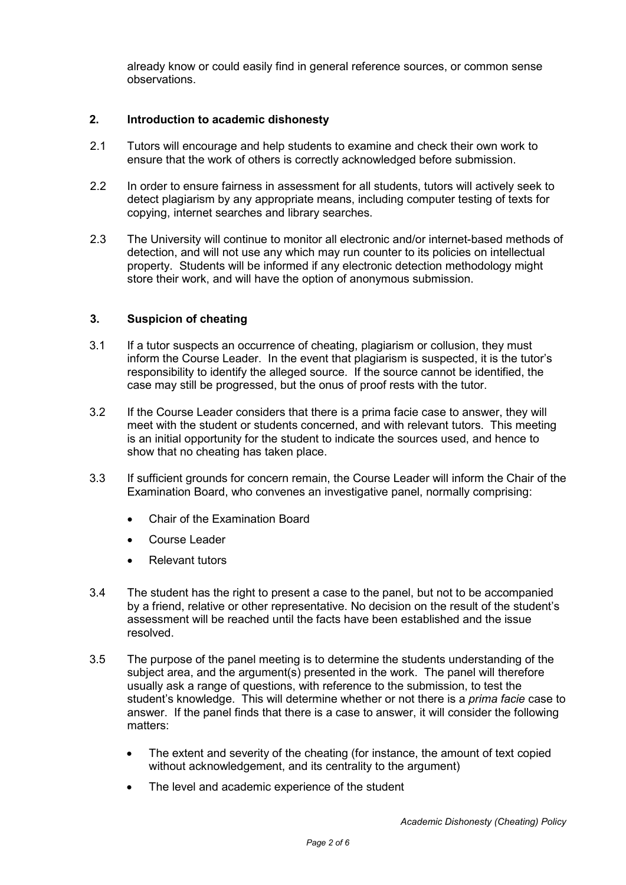already know or could easily find in general reference sources, or common sense observations.

## 2. Introduction to academic dishonesty

2.1 Tutors will encourage and help students to examine and check their own work to ensure that the work of others is correctly acknowledged before submission.

2.2 In order to ensure fairness in assessment for all students, tutors will actively seek to detect plagiarism by any appropriate means, including computer testing of texts for copying, internet searches and library searches.

2.3 The University will continue to monitor all electronic and/or internet-based methods of detection, and will not use any which may run counter to its policies on intellectual property. Students will be informed if any electronic detection methodology might store their work, and will have the option of anonymous submission.

## 3. Suspicion of cheating

3.1 If a tutor suspects an occurrence of cheating, plagiarism or collusion, they must inform the Course Leader. In the event that plagiarism is suspected, it is the tutor's responsibility to identify the alleged source. If the source cannot be identified, the case may still be progressed, but the onus of proof rests with the tutor.

3.2 If the Course Leader considers that there is a prima facie case to answer, they will meet with the student or students concerned, and with relevant tutors. This meeting is an initial opportunity for the student to indicate the sources used, and hence to show that no cheating has taken place.

3.3 If sufficient grounds for concern remain, the Course Leader will inform the Chair of the Examination Board, who convenes an investigative panel, normally comprising:

- Chair of the Examination Board
- Course Leader
- Relevant tutors

3.4 The student has the right to present a case to the panel, but not to be accompanied by a friend, relative or other representative. No decision on the result of the student's assessment will be reached until the facts have been established and the issue resolved.

3.5 The purpose of the panel meeting is to determine the students understanding of the subject area, and the argument(s) presented in the work. The panel will therefore usually ask a range of questions, with reference to the submission, to test the student's knowledge. This will determine whether or not there is a *prima facie* case to answer. If the panel finds that there is a case to answer, it will consider the following matters:

- The extent and severity of the cheating (for instance, the amount of text copied without acknowledgement, and its centrality to the argument)
- The level and academic experience of the student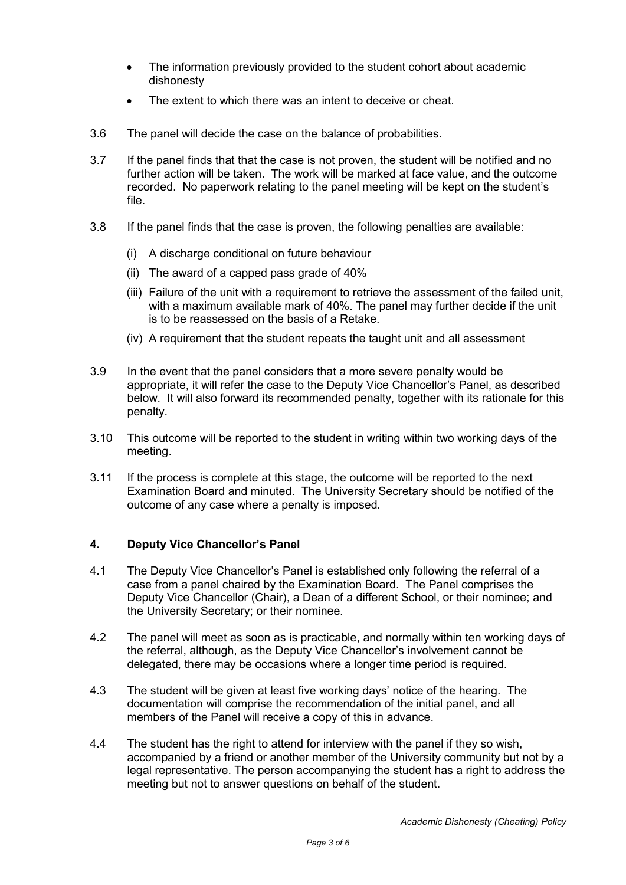- The information previously provided to the student cohort about academic dishonesty
- The extent to which there was an intent to deceive or cheat.

3.6 The panel will decide the case on the balance of probabilities.

3.7 If the panel finds that that the case is not proven, the student will be notified and no further action will be taken. The work will be marked at face value, and the outcome recorded. No paperwork relating to the panel meeting will be kept on the student's file.

3.8 If the panel finds that the case is proven, the following penalties are available:

(i) A discharge conditional on future behaviour

(ii) The award of a capped pass grade of 40%

(iii) Failure of the unit with a requirement to retrieve the assessment of the failed unit, with a maximum available mark of 40%. The panel may further decide if the unit is to be reassessed on the basis of a Retake.

(iv) A requirement that the student repeats the taught unit and all assessment

3.9 In the event that the panel considers that a more severe penalty would be appropriate, it will refer the case to the Deputy Vice Chancellor's Panel, as described below. It will also forward its recommended penalty, together with its rationale for this penalty.

3.10 This outcome will be reported to the student in writing within two working days of the meeting.

3.11 If the process is complete at this stage, the outcome will be reported to the next Examination Board and minuted. The University Secretary should be notified of the outcome of any case where a penalty is imposed.

## 4. Deputy Vice Chancellor's Panel

4.1 The Deputy Vice Chancellor's Panel is established only following the referral of a case from a panel chaired by the Examination Board. The Panel comprises the Deputy Vice Chancellor (Chair), a Dean of a different School, or their nominee; and the University Secretary; or their nominee.

4.2 The panel will meet as soon as is practicable, and normally within ten working days of the referral, although, as the Deputy Vice Chancellor's involvement cannot be delegated, there may be occasions where a longer time period is required.

4.3 The student will be given at least five working days' notice of the hearing. The documentation will comprise the recommendation of the initial panel, and all members of the Panel will receive a copy of this in advance.

4.4 The student has the right to attend for interview with the panel if they so wish, accompanied by a friend or another member of the University community but not by a legal representative. The person accompanying the student has a right to address the meeting but not to answer questions on behalf of the student.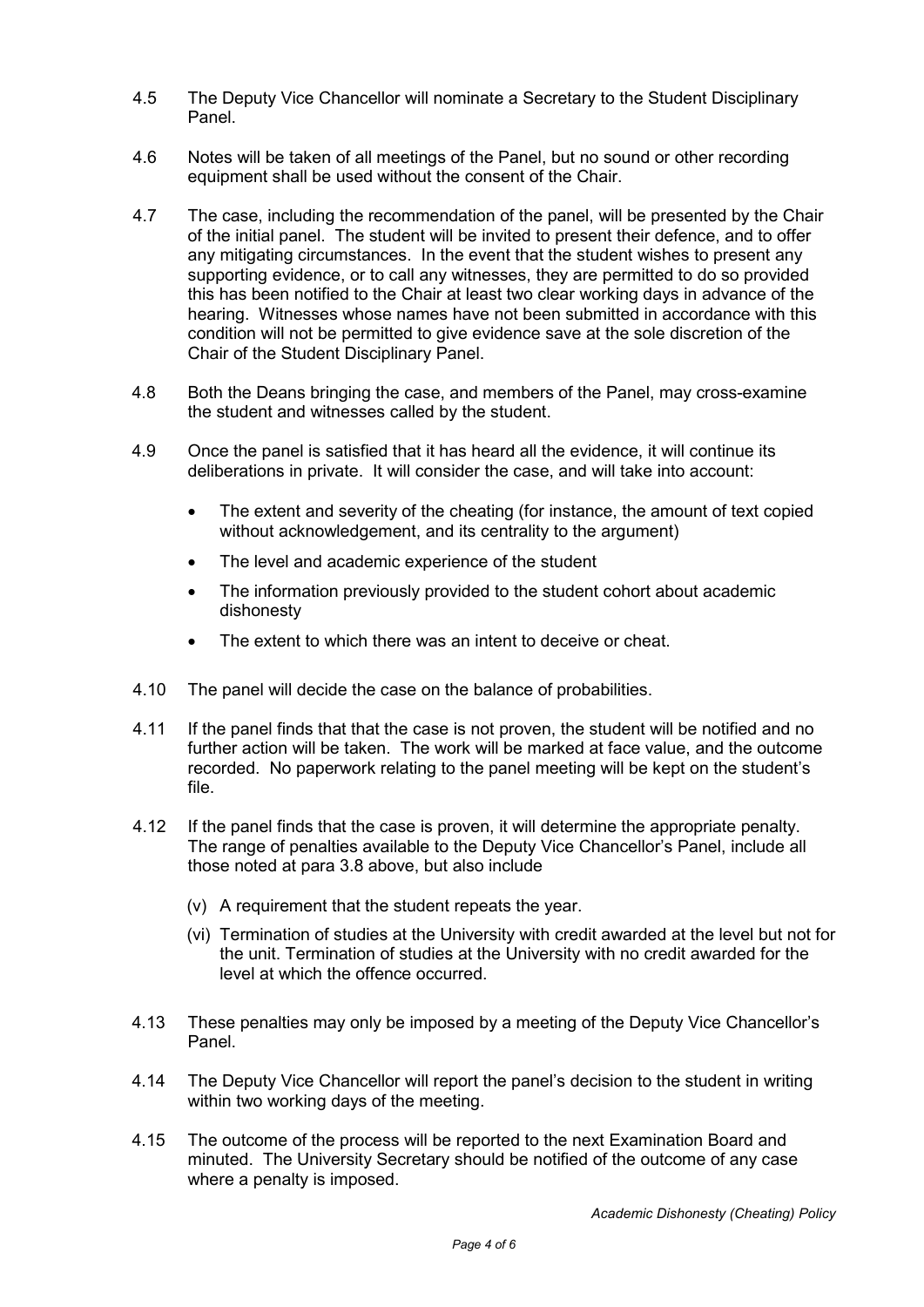4.5 The Deputy Vice Chancellor will nominate a Secretary to the Student Disciplinary Panel.

4.6 Notes will be taken of all meetings of the Panel, but no sound or other recording equipment shall be used without the consent of the Chair.

4.7 The case, including the recommendation of the panel, will be presented by the Chair of the initial panel. The student will be invited to present their defence, and to offer any mitigating circumstances. In the event that the student wishes to present any supporting evidence, or to call any witnesses, they are permitted to do so provided this has been notified to the Chair at least two clear working days in advance of the hearing. Witnesses whose names have not been submitted in accordance with this condition will not be permitted to give evidence save at the sole discretion of the Chair of the Student Disciplinary Panel.

4.8 Both the Deans bringing the case, and members of the Panel, may cross-examine the student and witnesses called by the student.

4.9 Once the panel is satisfied that it has heard all the evidence, it will continue its deliberations in private. It will consider the case, and will take into account:

- The extent and severity of the cheating (for instance, the amount of text copied without acknowledgement, and its centrality to the argument)
- The level and academic experience of the student
- The information previously provided to the student cohort about academic dishonesty
- The extent to which there was an intent to deceive or cheat.

4.10 The panel will decide the case on the balance of probabilities.

4.11 If the panel finds that that the case is not proven, the student will be notified and no further action will be taken. The work will be marked at face value, and the outcome recorded. No paperwork relating to the panel meeting will be kept on the student's file.

4.12 If the panel finds that the case is proven, it will determine the appropriate penalty. The range of penalties available to the Deputy Vice Chancellor's Panel, include all those noted at para 3.8 above, but also include

(v) A requirement that the student repeats the year.

(vi) Termination of studies at the University with credit awarded at the level but not for the unit. Termination of studies at the University with no credit awarded for the level at which the offence occurred.

4.13 These penalties may only be imposed by a meeting of the Deputy Vice Chancellor's Panel.

4.14 The Deputy Vice Chancellor will report the panel's decision to the student in writing within two working days of the meeting.

4.15 The outcome of the process will be reported to the next Examination Board and minuted. The University Secretary should be notified of the outcome of any case where a penalty is imposed.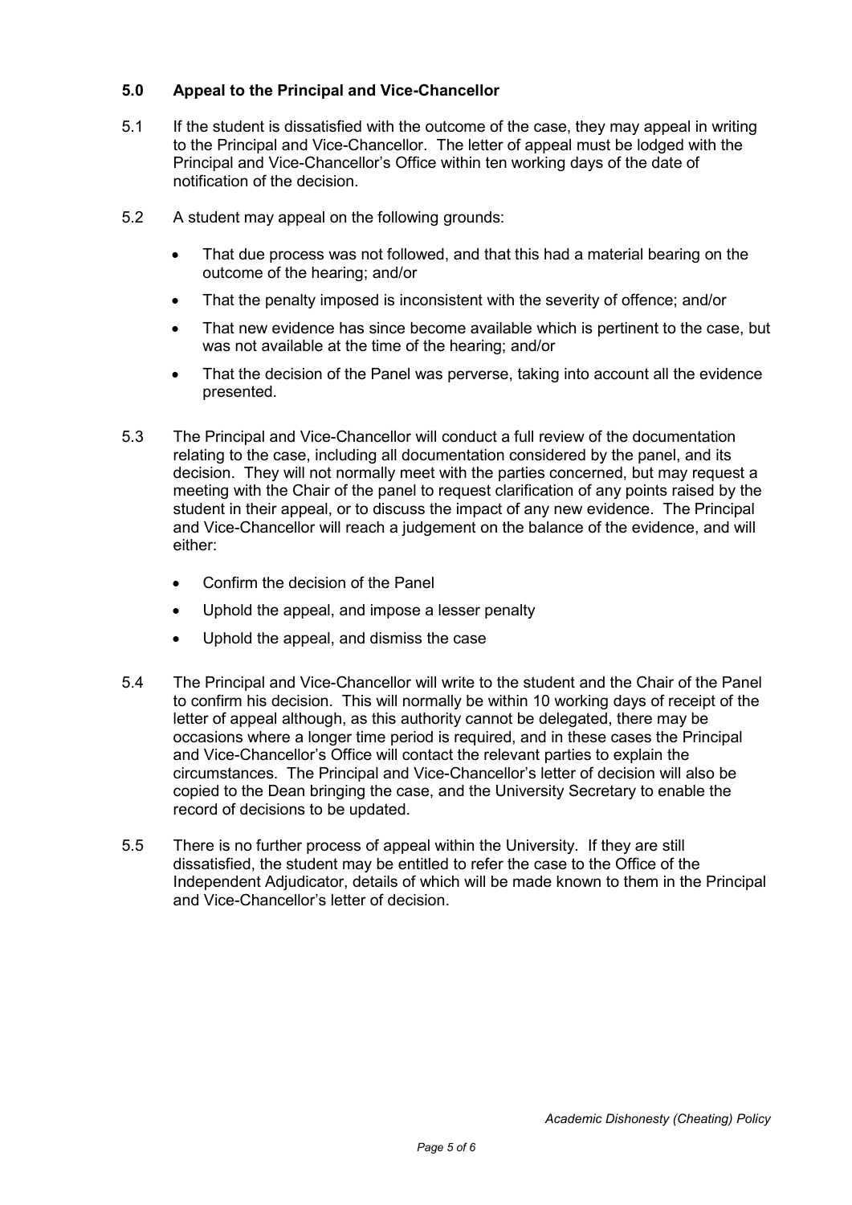## 5.0 Appeal to the Principal and Vice-Chancellor

5.1 If the student is dissatisfied with the outcome of the case, they may appeal in writing to the Principal and Vice-Chancellor. The letter of appeal must be lodged with the Principal and Vice-Chancellor's Office within ten working days of the date of notification of the decision.

5.2 A student may appeal on the following grounds:

- That due process was not followed, and that this had a material bearing on the outcome of the hearing; and/or
- That the penalty imposed is inconsistent with the severity of offence; and/or
- That new evidence has since become available which is pertinent to the case, but was not available at the time of the hearing; and/or
- That the decision of the Panel was perverse, taking into account all the evidence presented.

5.3 The Principal and Vice-Chancellor will conduct a full review of the documentation relating to the case, including all documentation considered by the panel, and its decision. They will not normally meet with the parties concerned, but may request a meeting with the Chair of the panel to request clarification of any points raised by the student in their appeal, or to discuss the impact of any new evidence. The Principal and Vice-Chancellor will reach a judgement on the balance of the evidence, and will either:

- Confirm the decision of the Panel
- Uphold the appeal, and impose a lesser penalty
- Uphold the appeal, and dismiss the case

5.4 The Principal and Vice-Chancellor will write to the student and the Chair of the Panel to confirm his decision. This will normally be within 10 working days of receipt of the letter of appeal although, as this authority cannot be delegated, there may be occasions where a longer time period is required, and in these cases the Principal and Vice-Chancellor's Office will contact the relevant parties to explain the circumstances. The Principal and Vice-Chancellor's letter of decision will also be copied to the Dean bringing the case, and the University Secretary to enable the record of decisions to be updated.

5.5 There is no further process of appeal within the University. If they are still dissatisfied, the student may be entitled to refer the case to the Office of the Independent Adjudicator, details of which will be made known to them in the Principal and Vice-Chancellor's letter of decision.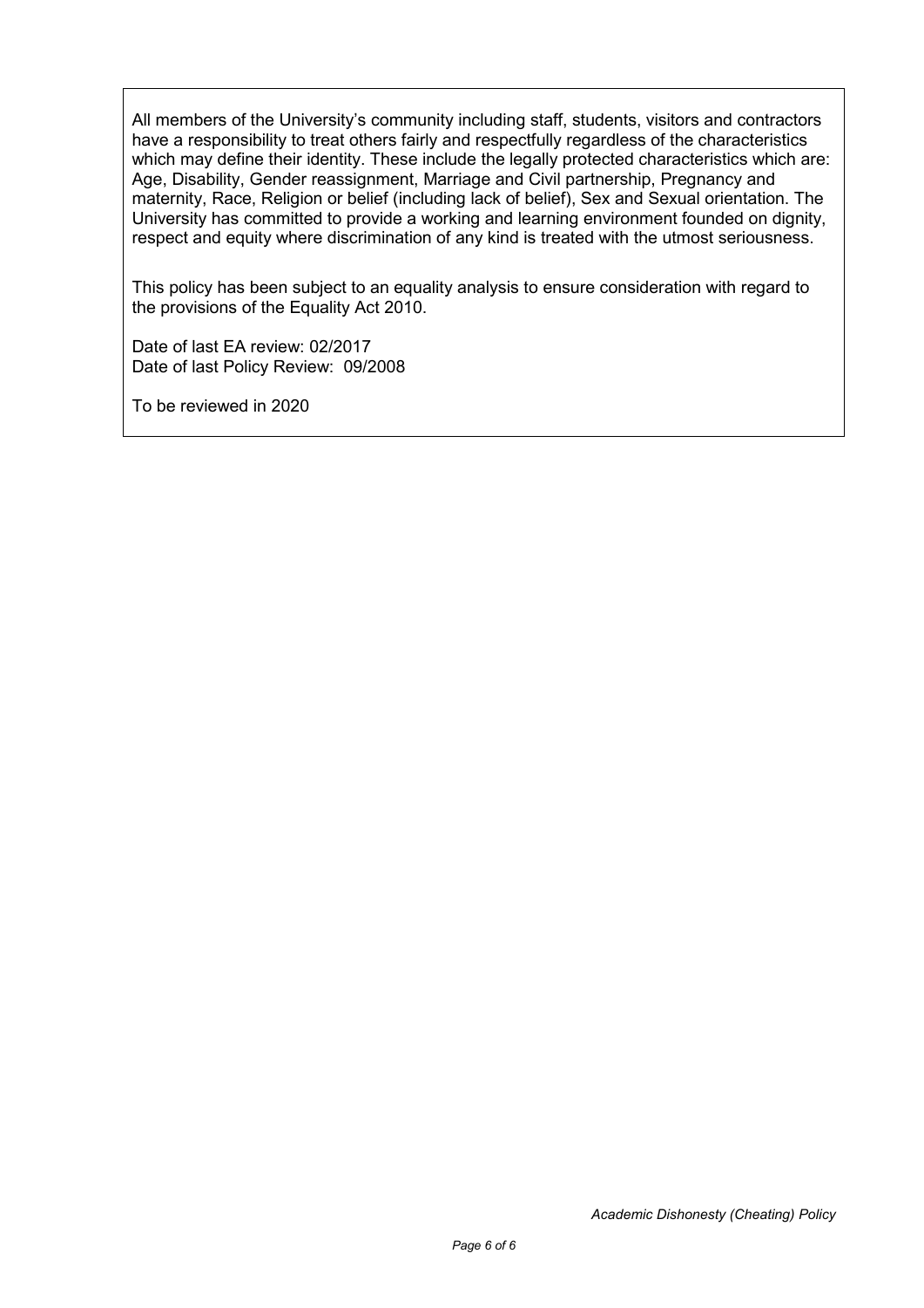All members of the University's community including staff, students, visitors and contractors have a responsibility to treat others fairly and respectfully regardless of the characteristics which may define their identity. These include the legally protected characteristics which are: Age, Disability, Gender reassignment, Marriage and Civil partnership, Pregnancy and maternity, Race, Religion or belief (including lack of belief), Sex and Sexual orientation. The University has committed to provide a working and learning environment founded on dignity, respect and equity where discrimination of any kind is treated with the utmost seriousness.

This policy has been subject to an equality analysis to ensure consideration with regard to the provisions of the Equality Act 2010.

Date of last EA review: 02/2017
Date of last Policy Review: 09/2008

To be reviewed in 2020